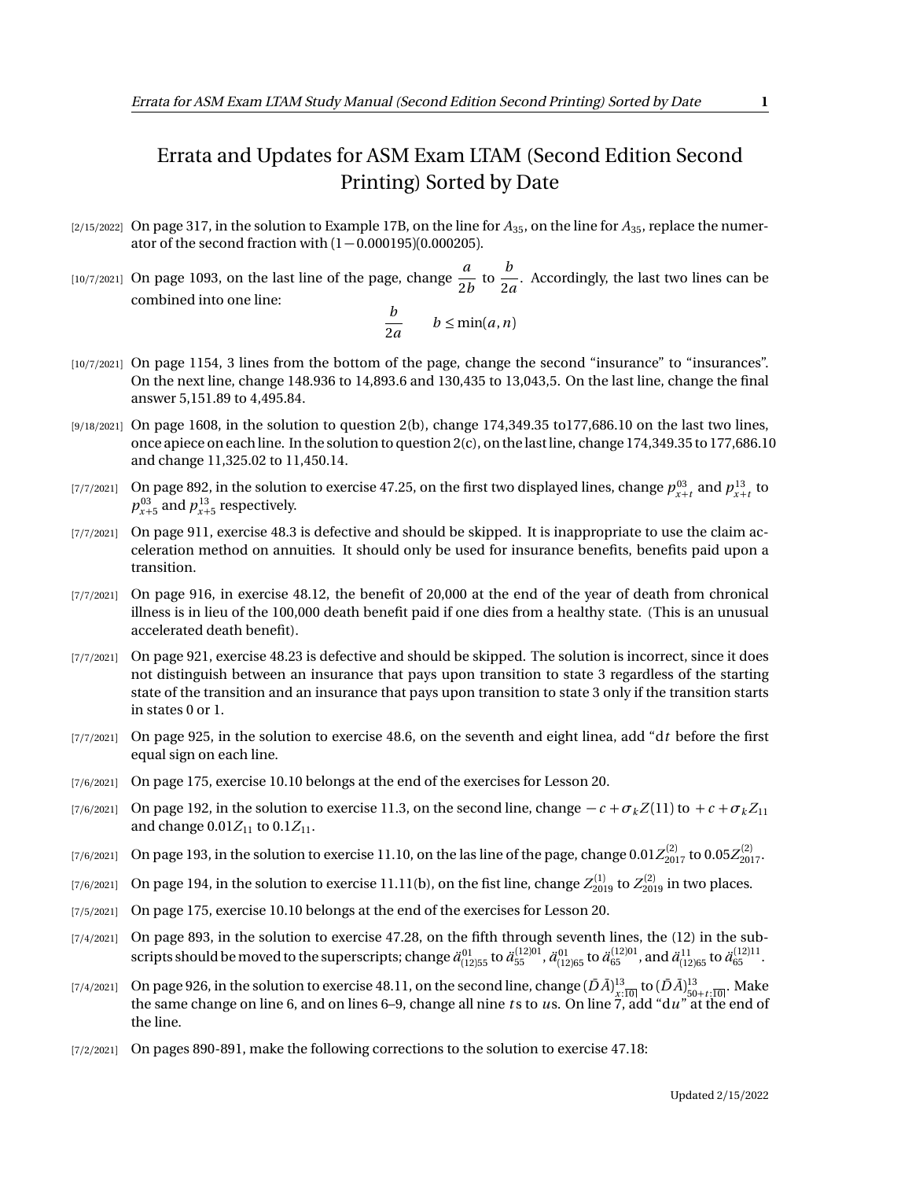# Errata and Updates for ASM Exam LTAM (Second Edition Second Printing) Sorted by Date

[2/15/2022] On page 317, in the solution to Example 17B, on the line for $A_{35}$, on the line for $A_{35}$, replace the numerator of the second fraction with $(1-0.000195)(0.000205)$.

[10/7/2021] On page 1093, on the last line of the page, change $\dfrac{a}{2b}$ to $\dfrac{b}{2a}$. Accordingly, the last two lines can be combined into one line:

$$\frac{b}{2a} \qquad b \le \min(a,n)$$

[10/7/2021] On page 1154, 3 lines from the bottom of the page, change the second "insurance" to "insurances". On the next line, change 148.936 to 14,893.6 and 130,435 to 13,043,5. On the last line, change the final answer 5,151.89 to 4,495.84.

[9/18/2021] On page 1608, in the solution to question 2(b), change 174,349.35 to177,686.10 on the last two lines, once apiece on each line. In the solution to question 2(c), on the last line, change 174,349.35 to 177,686.10 and change 11,325.02 to 11,450.14.

[7/7/2021] On page 892, in the solution to exercise 47.25, on the first two displayed lines, change $p^{03}_{x+t}$ and $p^{13}_{x+t}$ to $p^{03}_{x+5}$ and $p^{13}_{x+5}$ respectively.

[7/7/2021] On page 911, exercise 48.3 is defective and should be skipped. It is inappropriate to use the claim acceleration method on annuities. It should only be used for insurance benefits, benefits paid upon a transition.

[7/7/2021] On page 916, in exercise 48.12, the benefit of 20,000 at the end of the year of death from chronical illness is in lieu of the 100,000 death benefit paid if one dies from a healthy state. (This is an unusual accelerated death benefit).

[7/7/2021] On page 921, exercise 48.23 is defective and should be skipped. The solution is incorrect, since it does not distinguish between an insurance that pays upon transition to state 3 regardless of the starting state of the transition and an insurance that pays upon transition to state 3 only if the transition starts in states 0 or 1.

[7/7/2021] On page 925, in the solution to exercise 48.6, on the seventh and eight linea, add "d$t$ before the first equal sign on each line.

[7/6/2021] On page 175, exercise 10.10 belongs at the end of the exercises for Lesson 20.

[7/6/2021] On page 192, in the solution to exercise 11.3, on the second line, change $-c+\sigma_k Z(11)$ to $+c+\sigma_k Z_{11}$ and change $0.01Z_{11}$ to $0.1Z_{11}$.

[7/6/2021] On page 193, in the solution to exercise 11.10, on the las line of the page, change $0.01Z^{(2)}_{2017}$ to $0.05Z^{(2)}_{2017}$.

[7/6/2021] On page 194, in the solution to exercise 11.11(b), on the fist line, change $Z^{(1)}_{2019}$ to $Z^{(2)}_{2019}$ in two places.

[7/5/2021] On page 175, exercise 10.10 belongs at the end of the exercises for Lesson 20.

[7/4/2021] On page 893, in the solution to exercise 47.28, on the fifth through seventh lines, the (12) in the subscripts should be moved to the superscripts; change $\ddot{a}^{01}_{(12)55}$ to $\ddot{a}^{(12)01}_{55}$, $\ddot{a}^{01}_{(12)65}$ to $\ddot{a}^{(12)01}_{65}$, and $\ddot{a}^{11}_{(12)65}$ to $\ddot{a}^{(12)11}_{65}$.

[7/4/2021] On page 926, in the solution to exercise 48.11, on the second line, change $(\bar{D}\bar{A})^{13}_{x:\overline{10|}}$ to $(\bar{D}\bar{A})^{13}_{50+t:\overline{10|}}$. Make the same change on line 6, and on lines 6–9, change all nine $t$s to $u$s. On line 7, add "d$u$" at the end of the line.

[7/2/2021] On pages 890-891, make the following corrections to the solution to exercise 47.18: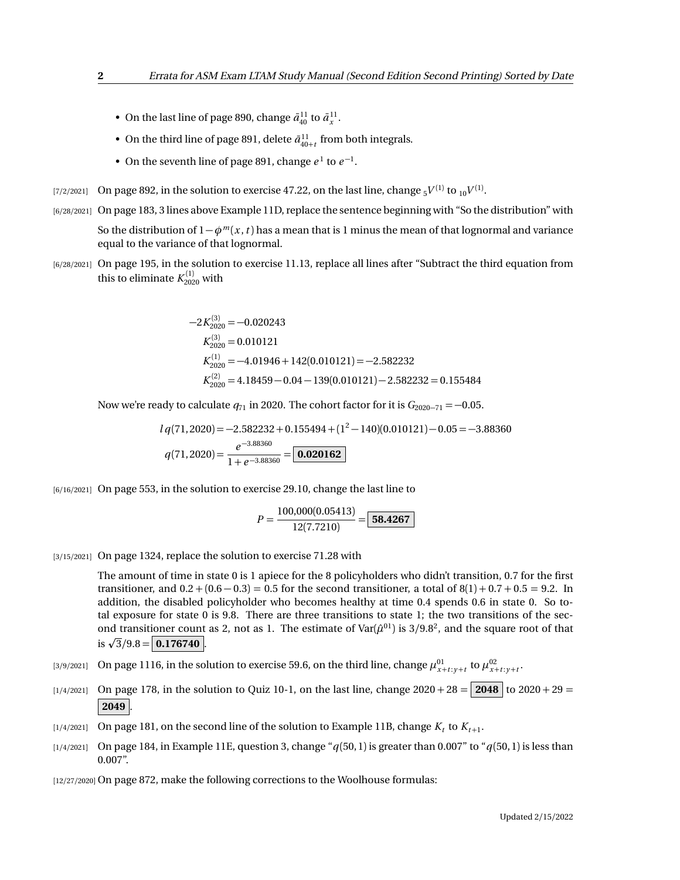- On the last line of page 890, change $\bar{a}_{40}^{11}$ to $\bar{a}_{x}^{11}$.
- On the third line of page 891, delete $\bar{a}_{40+t}^{11}$ from both integrals.
- On the seventh line of page 891, change $e^1$ to $e^{-1}$.

[7/2/2021] On page 892, in the solution to exercise 47.22, on the last line, change ${}_5V^{(1)}$ to ${}_{10}V^{(1)}$.

[6/28/2021] On page 183, 3 lines above Example 11D, replace the sentence beginning with "So the distribution" with

So the distribution of $1-\phi^m(x,t)$ has a mean that is 1 minus the mean of that lognormal and variance equal to the variance of that lognormal.

[6/28/2021] On page 195, in the solution to exercise 11.13, replace all lines after "Subtract the third equation from this to eliminate $K_{2020}^{(1)}$ with

$$\begin{aligned}
-2K_{2020}^{(3)} &= -0.020243\\
K_{2020}^{(3)} &= 0.010121\\
K_{2020}^{(1)} &= -4.01946 + 142(0.010121) = -2.582232\\
K_{2020}^{(2)} &= 4.18459 - 0.04 - 139(0.010121) - 2.582232 = 0.155484
\end{aligned}$$

Now we're ready to calculate $q_{71}$ in 2020. The cohort factor for it is $G_{2020-71} = -0.05$.

$$\begin{aligned}
l\,q(71,2020) &= -2.582232 + 0.155494 + (1^2 - 140)(0.010121) - 0.05 = -3.88360\\
q(71,2020) &= \frac{e^{-3.88360}}{1+e^{-3.88360}} = \boxed{\mathbf{0.020162}}
\end{aligned}$$

[6/16/2021] On page 553, in the solution to exercise 29.10, change the last line to

$$P = \frac{100{,}000(0.05413)}{12(7.7210)} = \boxed{\mathbf{58.4267}}$$

[3/15/2021] On page 1324, replace the solution to exercise 71.28 with

The amount of time in state 0 is 1 apiece for the 8 policyholders who didn't transition, 0.7 for the first transitioner, and $0.2 + (0.6 - 0.3) = 0.5$ for the second transitioner, a total of $8(1) + 0.7 + 0.5 = 9.2$. In addition, the disabled policyholder who becomes healthy at time 0.4 spends 0.6 in state 0. So total exposure for state 0 is 9.8. There are three transitions to state 1; the two transitions of the second transitioner count as 2, not as 1. The estimate of $\mathrm{Var}(\hat{\mu}^{01})$ is $3/9.8^2$, and the square root of that is $\sqrt{3}/9.8 = \boxed{\mathbf{0.176740}}$.

[3/9/2021] On page 1116, in the solution to exercise 59.6, on the third line, change $\mu_{x+t:y+t}^{01}$ to $\mu_{x+t:y+t}^{02}$.

[1/4/2021] On page 178, in the solution to Quiz 10-1, on the last line, change $2020 + 28 = \boxed{\mathbf{2048}}$ to $2020 + 29 = \boxed{\mathbf{2049}}$.

[1/4/2021] On page 181, on the second line of the solution to Example 11B, change $K_t$ to $K_{t+1}$.

[1/4/2021] On page 184, in Example 11E, question 3, change "$q(50,1)$ is greater than 0.007" to "$q(50,1)$ is less than 0.007".

[12/27/2020] On page 872, make the following corrections to the Woolhouse formulas: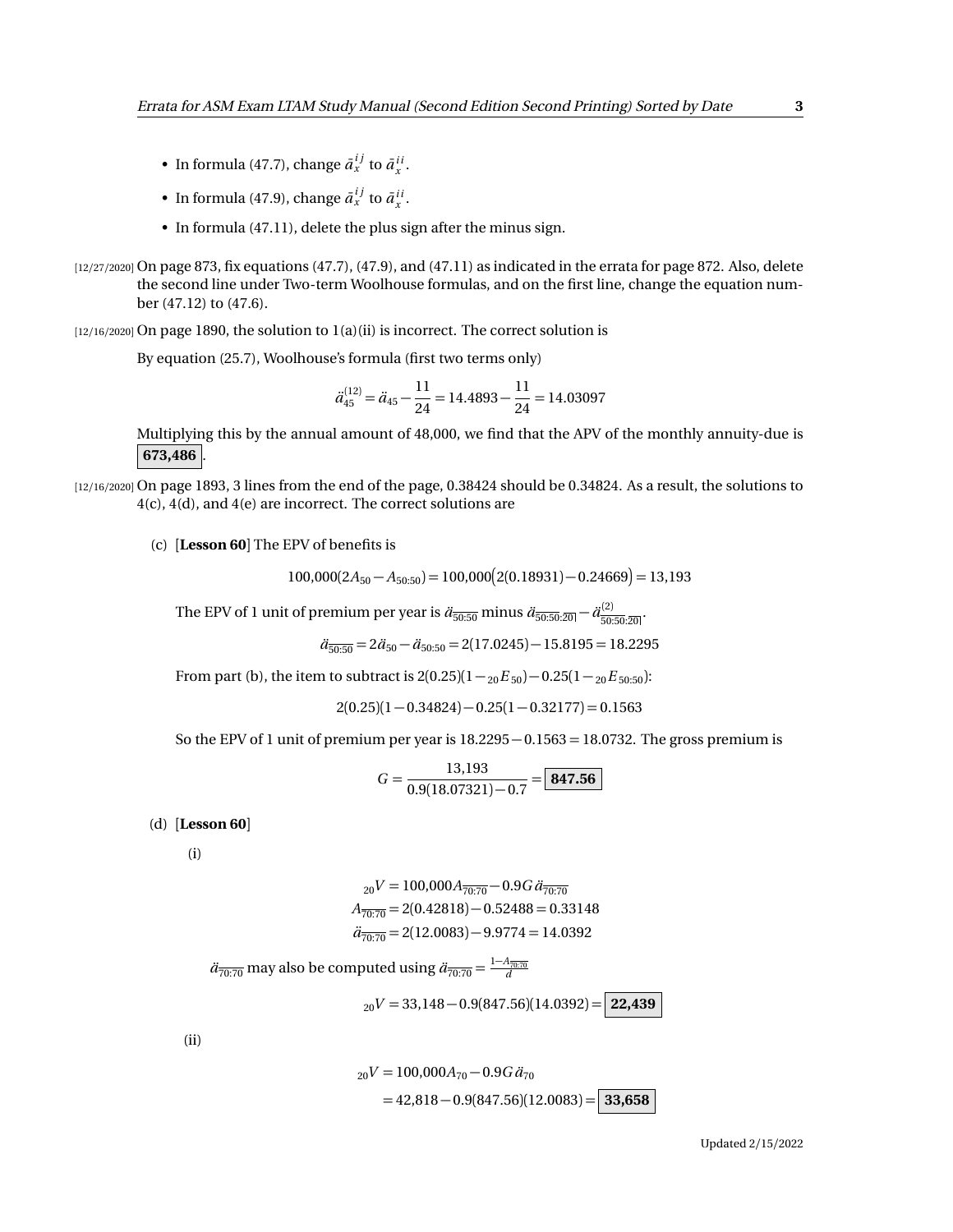- In formula (47.7), change $\bar{a}_x^{ij}$ to $\bar{a}_x^{ii}$.
- In formula (47.9), change $\bar{a}_x^{ij}$ to $\bar{a}_x^{ii}$.
- In formula (47.11), delete the plus sign after the minus sign.

[12/27/2020] On page 873, fix equations (47.7), (47.9), and (47.11) as indicated in the errata for page 872. Also, delete the second line under Two-term Woolhouse formulas, and on the first line, change the equation number (47.12) to (47.6).

[12/16/2020] On page 1890, the solution to 1(a)(ii) is incorrect. The correct solution is

By equation (25.7), Woolhouse's formula (first two terms only)

$$\ddot{a}_{45}^{(12)} = \ddot{a}_{45} - \frac{11}{24} = 14.4893 - \frac{11}{24} = 14.03097$$

Multiplying this by the annual amount of 48,000, we find that the APV of the monthly annuity-due is **673,486**.

[12/16/2020] On page 1893, 3 lines from the end of the page, 0.38424 should be 0.34824. As a result, the solutions to 4(c), 4(d), and 4(e) are incorrect. The correct solutions are

(c) [**Lesson 60**] The EPV of benefits is

$$100{,}000(2A_{50} - A_{50:50}) = 100{,}000\big(2(0.18931) - 0.24669\big) = 13{,}193$$

The EPV of 1 unit of premium per year is $\ddot{a}_{\overline{50:50}}$ minus $\ddot{a}_{\overline{50:50}:\overline{20|}} - \ddot{a}^{(2)}_{\overline{50:50}:\overline{20|}}$.

$$\ddot{a}_{\overline{50:50}} = 2\ddot{a}_{50} - \ddot{a}_{50:50} = 2(17.0245) - 15.8195 = 18.2295$$

From part (b), the item to subtract is $2(0.25)(1 - {}_{20}E_{50}) - 0.25(1 - {}_{20}E_{50:50})$:

$$2(0.25)(1 - 0.34824) - 0.25(1 - 0.32177) = 0.1563$$

So the EPV of 1 unit of premium per year is $18.2295 - 0.1563 = 18.0732$. The gross premium is

$$G = \frac{13{,}193}{0.9(18.07321) - 0.7} = \boxed{847.56}$$

(d) [**Lesson 60**]

(i)

$$
\begin{aligned}
{}_{20}V &= 100{,}000A_{\overline{70:70}} - 0.9G\,\ddot{a}_{\overline{70:70}}\\
A_{\overline{70:70}} &= 2(0.42818) - 0.52488 = 0.33148\\
\ddot{a}_{\overline{70:70}} &= 2(12.0083) - 9.9774 = 14.0392
\end{aligned}
$$

$\ddot{a}_{\overline{70:70}}$ may also be computed using $\ddot{a}_{\overline{70:70}} = \frac{1 - A_{\overline{70:70}}}{d}$

$${}_{20}V = 33{,}148 - 0.9(847.56)(14.0392) = \boxed{22{,}439}$$

(ii)

$$
\begin{aligned}
{}_{20}V &= 100{,}000A_{70} - 0.9G\,\ddot{a}_{70}\\
&= 42{,}818 - 0.9(847.56)(12.0083) = \boxed{33{,}658}
\end{aligned}
$$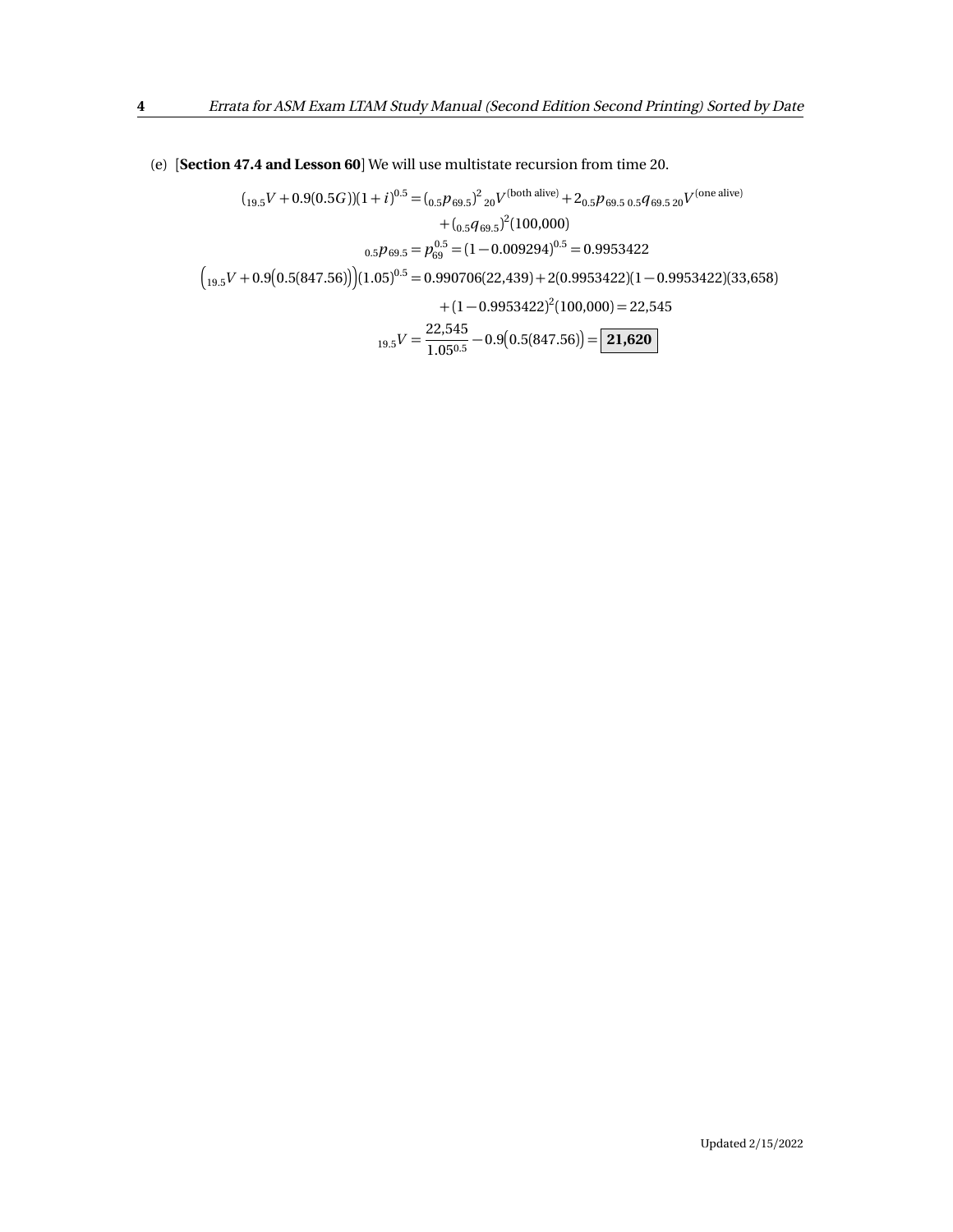(e) [**Section 47.4 and Lesson 60**] We will use multistate recursion from time 20.

$$
\begin{aligned}
({}_{19.5}V + 0.9(0.5G))(1+i)^{0.5} &= ({}_{0.5}p_{69.5})^2 \, {}_{20}V^{(\text{both alive})} + 2 \, {}_{0.5}p_{69.5} \, {}_{0.5}q_{69.5} \, {}_{20}V^{(\text{one alive})} \\
&\quad + ({}_{0.5}q_{69.5})^2 (100{,}000) \\
{}_{0.5}p_{69.5} &= p_{69}^{0.5} = (1 - 0.009294)^{0.5} = 0.9953422 \\
\Big({}_{19.5}V + 0.9\big(0.5(847.56)\big)\Big)(1.05)^{0.5} &= 0.990706(22{,}439) + 2(0.9953422)(1 - 0.9953422)(33{,}658) \\
&\quad + (1 - 0.9953422)^2(100{,}000) = 22{,}545 \\
{}_{19.5}V &= \frac{22{,}545}{1.05^{0.5}} - 0.9\big(0.5(847.56)\big) = \boxed{\textbf{21,620}}
\end{aligned}
$$